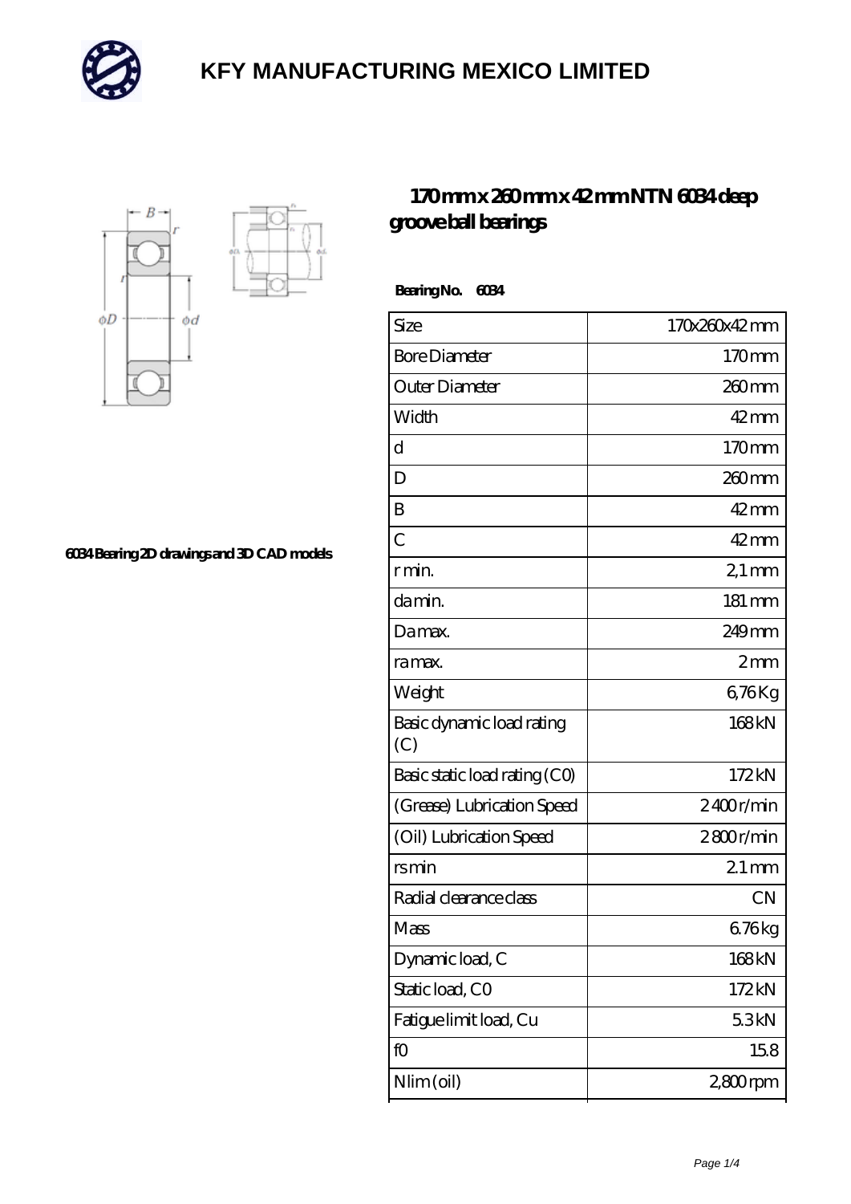# KFY MANUFACTURING MEXICO LIMITED

## 170 mm x 260 mm x 42 mm NTN 6034 deep groove ball bearings

6034 Bearing 2D drawings and 3D CAD models

**Bearing No. 6034**

| Size | 170x260x42 mm |
|---|---|
| Bore Diameter | 170 mm |
| Outer Diameter | 260 mm |
| Width | 42 mm |
| d | 170 mm |
| D | 260 mm |
| B | 42 mm |
| C | 42 mm |
| r min. | 2,1 mm |
| da min. | 181 mm |
| Da max. | 249 mm |
| ra max. | 2 mm |
| Weight | 6,76 Kg |
| Basic dynamic load rating (C) | 168 kN |
| Basic static load rating (C0) | 172 kN |
| (Grease) Lubrication Speed | 2 400 r/min |
| (Oil) Lubrication Speed | 2 800 r/min |
| rs min | 2.1 mm |
| Radial clearance class | CN |
| Mass | 6.76 kg |
| Dynamic load, C | 168 kN |
| Static load, C0 | 172 kN |
| Fatigue limit load, Cu | 5.3 kN |
| f0 | 15.8 |
| Nlim (oil) | 2,800 rpm |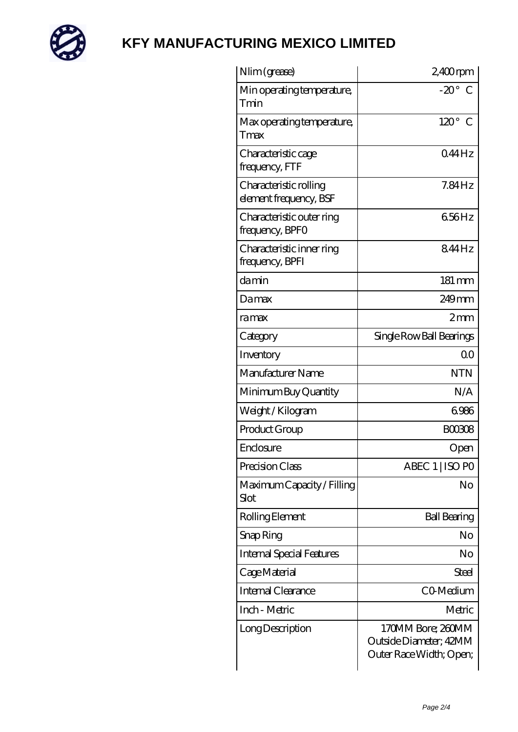# KFY MANUFACTURING MEXICO LIMITED

| | |
|---|---|
| Nlim (grease) | 2,400 rpm |
| Min operating temperature, Tmin | -20 ° C |
| Max operating temperature, Tmax | 120 ° C |
| Characteristic cage frequency, FTF | 0.44 Hz |
| Characteristic rolling element frequency, BSF | 7.84 Hz |
| Characteristic outer ring frequency, BPFO | 6.56 Hz |
| Characteristic inner ring frequency, BPFI | 8.44 Hz |
| da min | 181 mm |
| Da max | 249 mm |
| ra max | 2 mm |
| Category | Single Row Ball Bearings |
| Inventory | 0.0 |
| Manufacturer Name | NTN |
| Minimum Buy Quantity | N/A |
| Weight / Kilogram | 6.986 |
| Product Group | B00308 |
| Enclosure | Open |
| Precision Class | ABEC 1 \| ISO P0 |
| Maximum Capacity / Filling Slot | No |
| Rolling Element | Ball Bearing |
| Snap Ring | No |
| Internal Special Features | No |
| Cage Material | Steel |
| Internal Clearance | C0-Medium |
| Inch - Metric | Metric |
| Long Description | 170MM Bore; 260MM Outside Diameter; 42MM Outer Race Width; Open; |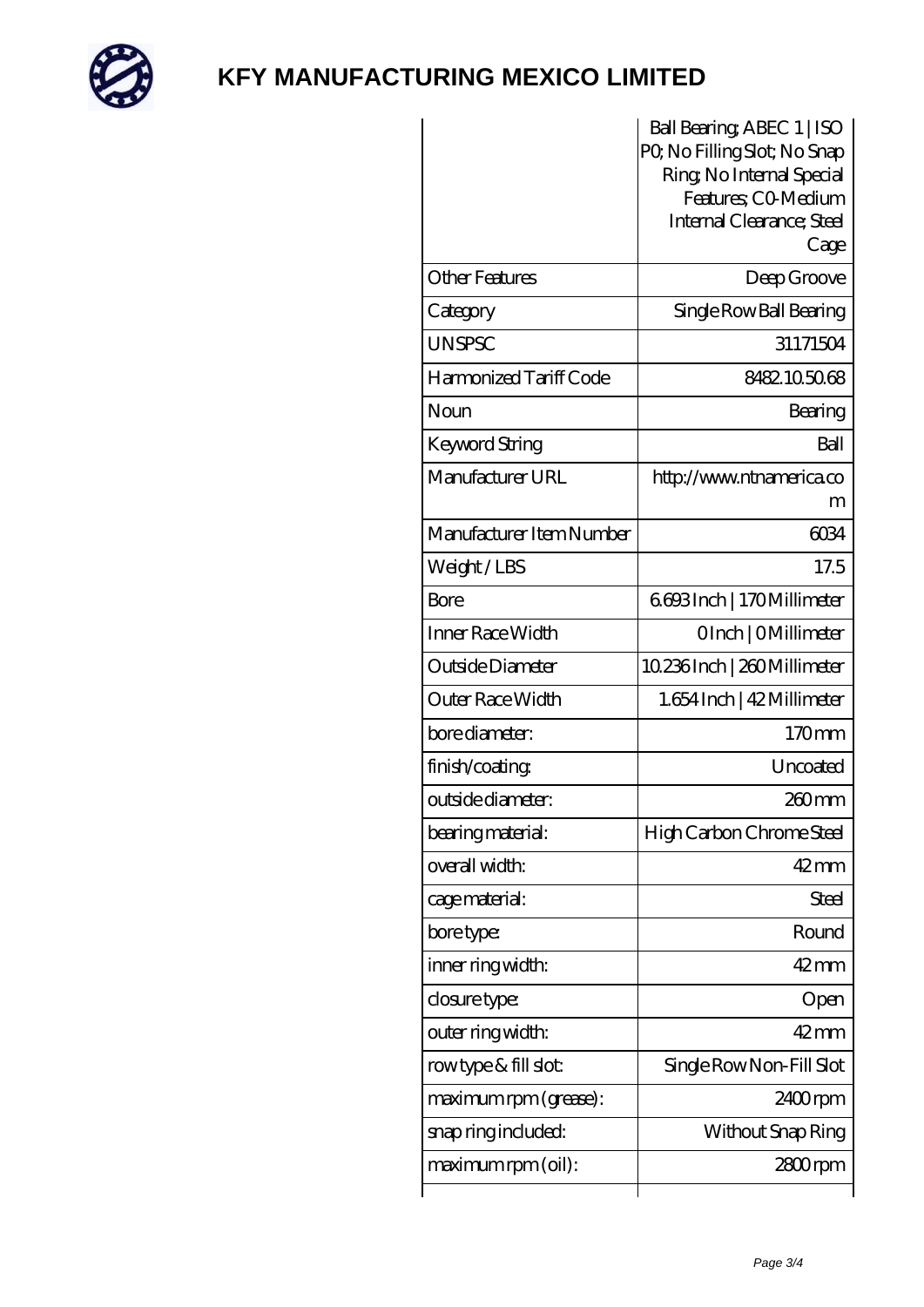# KFY MANUFACTURING MEXICO LIMITED

| | Ball Bearing; ABEC 1 \| ISO P0; No Filling Slot; No Snap Ring; No Internal Special Features; C0-Medium Internal Clearance; Steel Cage |
|---|---|
| Other Features | Deep Groove |
| Category | Single Row Ball Bearing |
| UNSPSC | 31171504 |
| Harmonized Tariff Code | 8482.10.50.68 |
| Noun | Bearing |
| Keyword String | Ball |
| Manufacturer URL | http://www.ntnamerica.com |
| Manufacturer Item Number | 6034 |
| Weight / LBS | 17.5 |
| Bore | 6.693 Inch \| 170 Millimeter |
| Inner Race Width | 0 Inch \| 0 Millimeter |
| Outside Diameter | 10.236 Inch \| 260 Millimeter |
| Outer Race Width | 1.654 Inch \| 42 Millimeter |
| bore diameter: | 170 mm |
| finish/coating: | Uncoated |
| outside diameter: | 260 mm |
| bearing material: | High Carbon Chrome Steel |
| overall width: | 42 mm |
| cage material: | Steel |
| bore type: | Round |
| inner ring width: | 42 mm |
| closure type: | Open |
| outer ring width: | 42 mm |
| row type & fill slot: | Single Row Non-Fill Slot |
| maximum rpm (grease): | 2400 rpm |
| snap ring included: | Without Snap Ring |
| maximum rpm (oil): | 2800 rpm |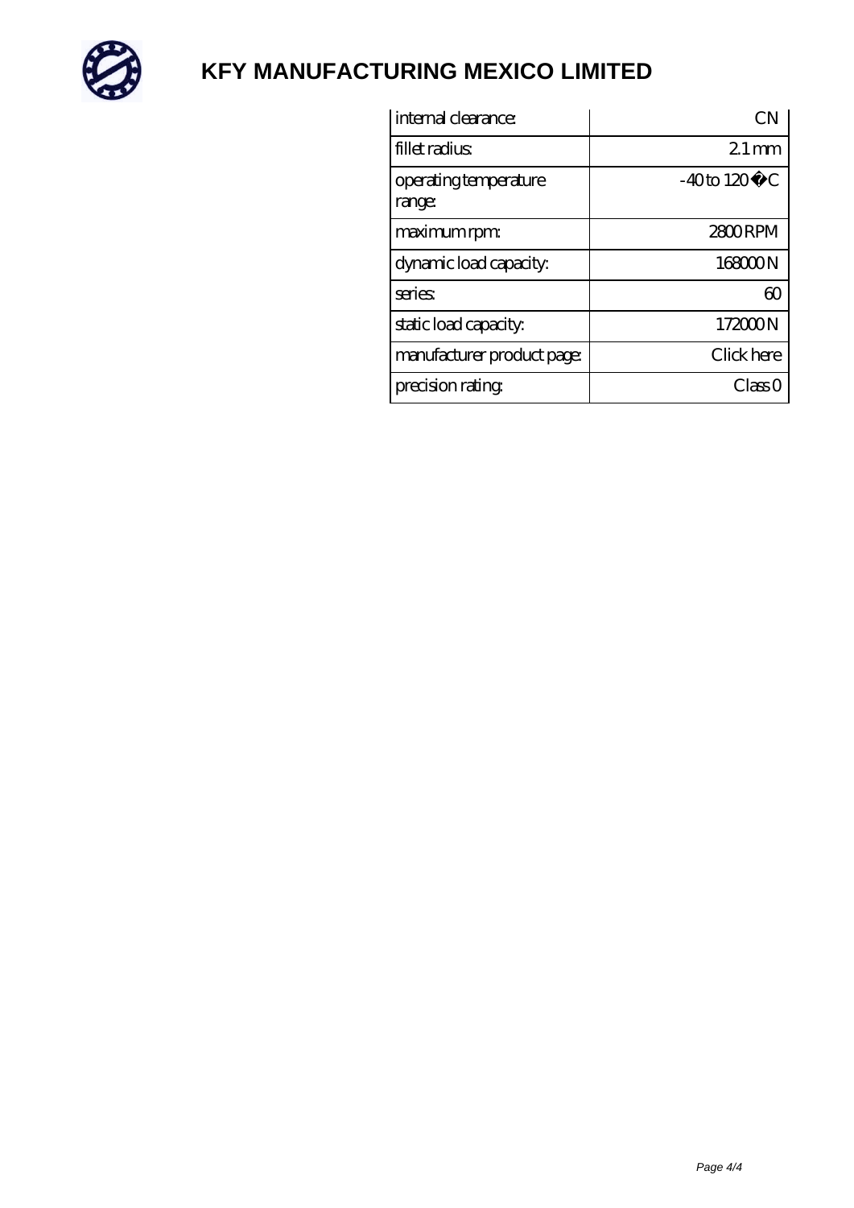| | |
|---|---|
| internal clearance: | CN |
| fillet radius: | 2.1 mm |
| operating temperature range: | -40 to 120 �C |
| maximum rpm: | 2800 RPM |
| dynamic load capacity: | 168000 N |
| series: | 60 |
| static load capacity: | 172000 N |
| manufacturer product page: | Click here |
| precision rating: | Class 0 |